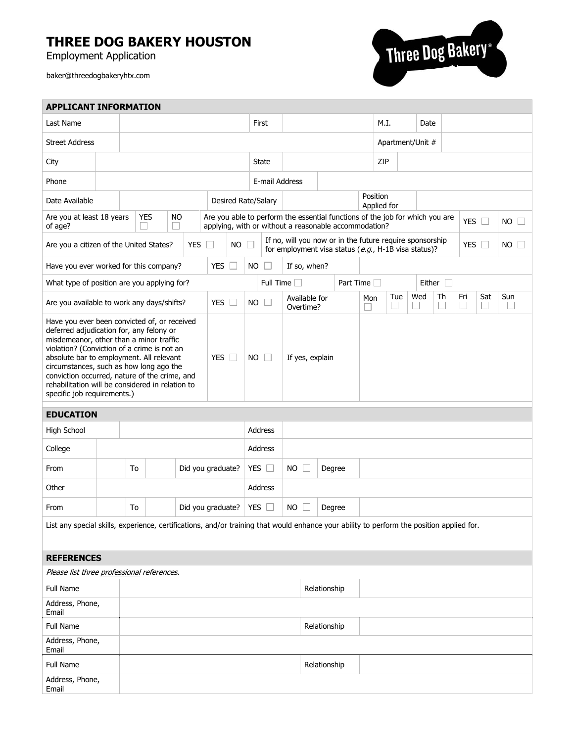# THREE DOG BAKERY HOUSTON

Employment Application

baker@threedogbakeryhtx.com

## APPLICANT INFORMATION

| | | | | | |
|---|---|---|---|---|---|
| Last Name | | First | | M.I. | Date |
| Street Address | | | | Apartment/Unit # | |
| City | | State | | ZIP | |
| Phone | | E-mail Address | | | |
| Date Available | | Desired Rate/Salary | | Position Applied for | |

| | | | | | |
|---|---|---|---|---|---|
| Are you at least 18 years of age? | YES ☐ | NO ☐ | Are you able to perform the essential functions of the job for which you are applying, with or without a reasonable accommodation? | YES ☐ | NO ☐ |
| Are you a citizen of the United States? | YES ☐ | NO ☐ | If no, will you now or in the future require sponsorship for employment visa status (*e.g.*, H-1B visa status)? | YES ☐ | NO ☐ |

| | | | |
|---|---|---|---|
| Have you ever worked for this company? | YES ☐ | NO ☐ | If so, when? |

| | | | |
|---|---|---|---|
| What type of position are you applying for? | Full Time ☐ | Part Time ☐ | Either ☐ |

| | | | | | | | | | | | |
|---|---|---|---|---|---|---|---|---|---|---|---|
| Are you available to work any days/shifts? | YES ☐ | NO ☐ | Available for Overtime? | Mon ☐ | Tue ☐ | Wed ☐ | Th ☐ | Fri ☐ | Sat ☐ | Sun ☐ | |

| | | | |
|---|---|---|---|
| Have you ever been convicted of, or received deferred adjudication for, any felony or misdemeanor, other than a minor traffic violation? (Conviction of a crime is not an absolute bar to employment. All relevant circumstances, such as how long ago the conviction occurred, nature of the crime, and rehabilitation will be considered in relation to specific job requirements.) | YES ☐ | NO ☐ | If yes, explain |

## EDUCATION

| | | | | | | | |
|---|---|---|---|---|---|---|---|
| High School | | | | Address | | | |
| College | | | | Address | | | |
| From | | To | | Did you graduate? | YES ☐ | NO ☐ | Degree |
| Other | | | | Address | | | |
| From | | To | | Did you graduate? | YES ☐ | NO ☐ | Degree |

List any special skills, experience, certifications, and/or training that would enhance your ability to perform the position applied for.

## REFERENCES

*Please list three professional references.*

| | | | |
|---|---|---|---|
| Full Name | | Relationship | |
| Address, Phone, Email | | | |
| Full Name | | Relationship | |
| Address, Phone, Email | | | |
| Full Name | | Relationship | |
| Address, Phone, Email | | | |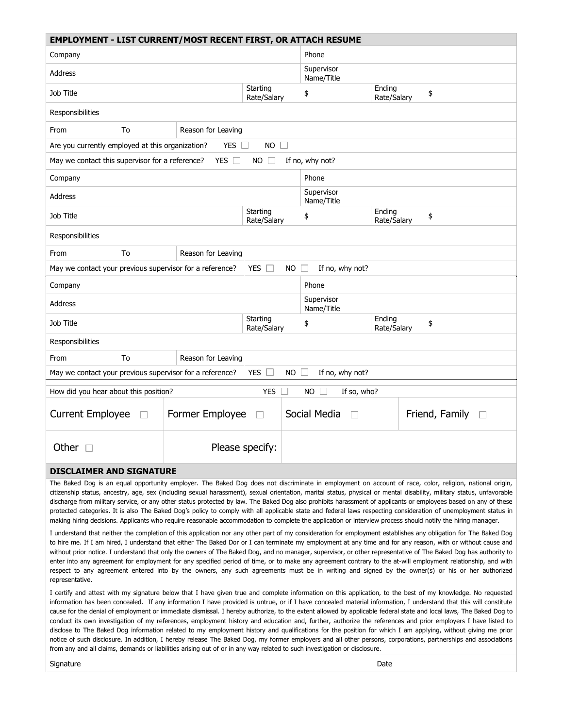## EMPLOYMENT - LIST CURRENT/MOST RECENT FIRST, OR ATTACH RESUME

| | | | | | |
|---|---|---|---|---|---|
| Company | | | Phone | | |
| Address | | | Supervisor Name/Title | | |
| Job Title | | Starting Rate/Salary | $ | Ending Rate/Salary | $ |
| Responsibilities | | | | | |
| From To | Reason for Leaving | | | | |
| Are you currently employed at this organization? YES ☐ NO ☐ | | | | | |
| May we contact this supervisor for a reference? YES ☐ NO ☐ If no, why not? | | | | | |

| | | | | | |
|---|---|---|---|---|---|
| Company | | | Phone | | |
| Address | | | Supervisor Name/Title | | |
| Job Title | | Starting Rate/Salary | $ | Ending Rate/Salary | $ |
| Responsibilities | | | | | |
| From To | Reason for Leaving | | | | |
| May we contact your previous supervisor for a reference? YES ☐ NO ☐ If no, why not? | | | | | |

| | | | | | |
|---|---|---|---|---|---|
| Company | | | Phone | | |
| Address | | | Supervisor Name/Title | | |
| Job Title | | Starting Rate/Salary | $ | Ending Rate/Salary | $ |
| Responsibilities | | | | | |
| From To | Reason for Leaving | | | | |
| May we contact your previous supervisor for a reference? YES ☐ NO ☐ If no, why not? | | | | | |

| | | | |
|---|---|---|---|
| How did you hear about this position? YES ☐ NO ☐ If so, who? | | | |
| Current Employee ☐ | Former Employee ☐ | Social Media ☐ | Friend, Family ☐ |
| Other ☐ | Please specify: | | |

## DISCLAIMER AND SIGNATURE

The Baked Dog is an equal opportunity employer. The Baked Dog does not discriminate in employment on account of race, color, religion, national origin, citizenship status, ancestry, age, sex (including sexual harassment), sexual orientation, marital status, physical or mental disability, military status, unfavorable discharge from military service, or any other status protected by law. The Baked Dog also prohibits harassment of applicants or employees based on any of these protected categories. It is also The Baked Dog's policy to comply with all applicable state and federal laws respecting consideration of unemployment status in making hiring decisions. Applicants who require reasonable accommodation to complete the application or interview process should notify the hiring manager.

I understand that neither the completion of this application nor any other part of my consideration for employment establishes any obligation for The Baked Dog to hire me. If I am hired, I understand that either The Baked Dor or I can terminate my employment at any time and for any reason, with or without cause and without prior notice. I understand that only the owners of The Baked Dog, and no manager, supervisor, or other representative of The Baked Dog has authority to enter into any agreement for employment for any specified period of time, or to make any agreement contrary to the at-will employment relationship, and with respect to any agreement entered into by the owners, any such agreements must be in writing and signed by the owner(s) or his or her authorized representative.

I certify and attest with my signature below that I have given true and complete information on this application, to the best of my knowledge. No requested information has been concealed. If any information I have provided is untrue, or if I have concealed material information, I understand that this will constitute cause for the denial of employment or immediate dismissal. I hereby authorize, to the extent allowed by applicable federal state and local laws, The Baked Dog to conduct its own investigation of my references, employment history and education and, further, authorize the references and prior employers I have listed to disclose to The Baked Dog information related to my employment history and qualifications for the position for which I am applying, without giving me prior notice of such disclosure. In addition, I hereby release The Baked Dog, my former employers and all other persons, corporations, partnerships and associations from any and all claims, demands or liabilities arising out of or in any way related to such investigation or disclosure.

| | |
|---|---|
| Signature | Date |